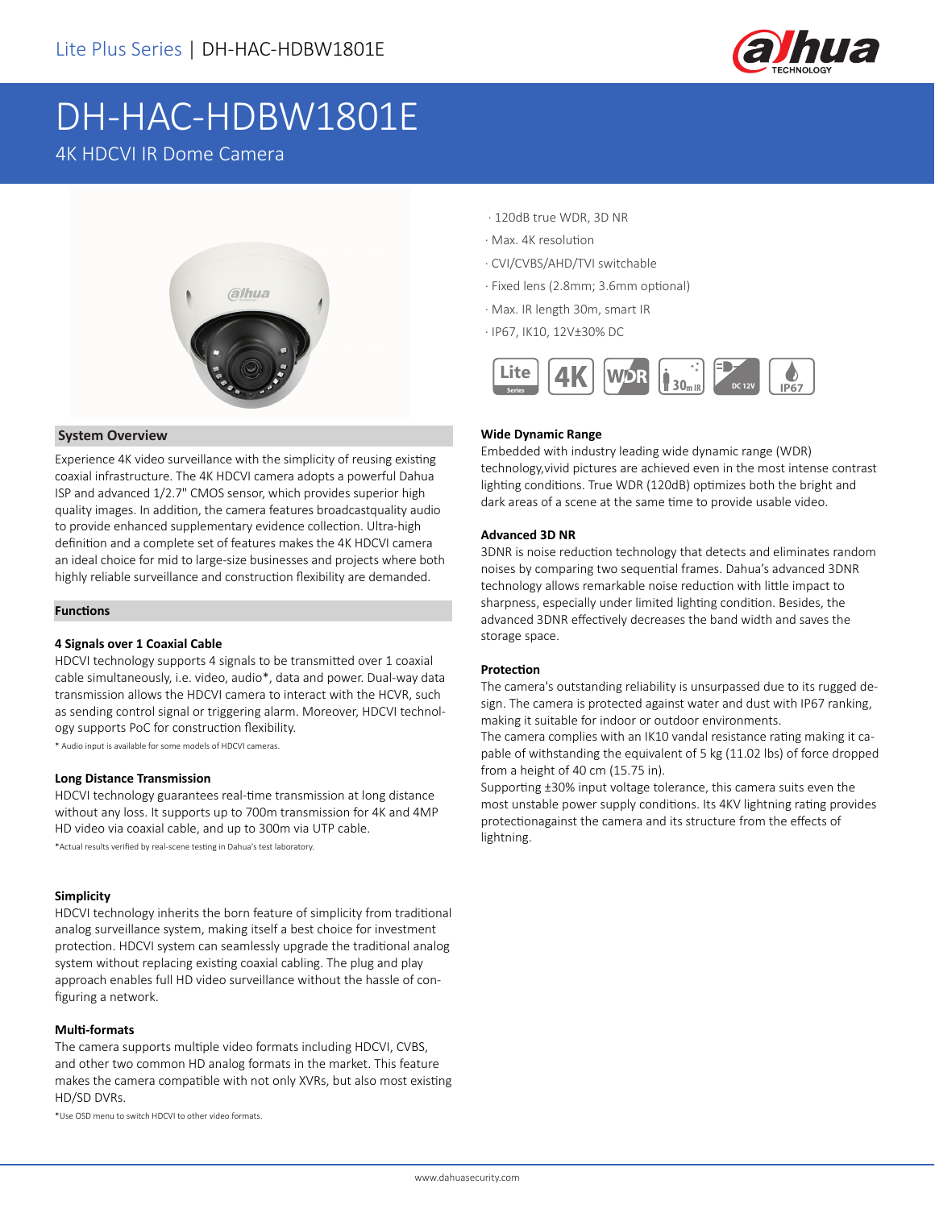Lite Plus Series | DH-HAC-HDBW1801E

# DH-HAC-HDBW1801E

4K HDCVI IR Dome Camera

· 120dB true WDR, 3D NR
· Max. 4K resolution
· CVI/CVBS/AHD/TVI switchable
· Fixed lens (2.8mm; 3.6mm optional)
· Max. IR length 30m, smart IR
· IP67, IK10, 12V±30% DC

## System Overview

Experience 4K video surveillance with the simplicity of reusing existing coaxial infrastructure. The 4K HDCVI camera adopts a powerful Dahua ISP and advanced 1/2.7" CMOS sensor, which provides superior high quality images. In addition, the camera features broadcastquality audio to provide enhanced supplementary evidence collection. Ultra-high definition and a complete set of features makes the 4K HDCVI camera an ideal choice for mid to large-size businesses and projects where both highly reliable surveillance and construction flexibility are demanded.

## Functions

### 4 Signals over 1 Coaxial Cable

HDCVI technology supports 4 signals to be transmitted over 1 coaxial cable simultaneously, i.e. video, audio*, data and power. Dual-way data transmission allows the HDCVI camera to interact with the HCVR, such as sending control signal or triggering alarm. Moreover, HDCVI technology supports PoC for construction flexibility.

\* Audio input is available for some models of HDCVI cameras.

### Long Distance Transmission

HDCVI technology guarantees real-time transmission at long distance without any loss. It supports up to 700m transmission for 4K and 4MP HD video via coaxial cable, and up to 300m via UTP cable.

*Actual results verified by real-scene testing in Dahua's test laboratory.

### Simplicity

HDCVI technology inherits the born feature of simplicity from traditional analog surveillance system, making itself a best choice for investment protection. HDCVI system can seamlessly upgrade the traditional analog system without replacing existing coaxial cabling. The plug and play approach enables full HD video surveillance without the hassle of configuring a network.

### Multi-formats

The camera supports multiple video formats including HDCVI, CVBS, and other two common HD analog formats in the market. This feature makes the camera compatible with not only XVRs, but also most existing HD/SD DVRs.

*Use OSD menu to switch HDCVI to other video formats.

### Wide Dynamic Range

Embedded with industry leading wide dynamic range (WDR) technology,vivid pictures are achieved even in the most intense contrast lighting conditions. True WDR (120dB) optimizes both the bright and dark areas of a scene at the same time to provide usable video.

### Advanced 3D NR

3DNR is noise reduction technology that detects and eliminates random noises by comparing two sequential frames. Dahua's advanced 3DNR technology allows remarkable noise reduction with little impact to sharpness, especially under limited lighting condition. Besides, the advanced 3DNR effectively decreases the band width and saves the storage space.

### Protection

The camera's outstanding reliability is unsurpassed due to its rugged design. The camera is protected against water and dust with IP67 ranking, making it suitable for indoor or outdoor environments.
The camera complies with an IK10 vandal resistance rating making it capable of withstanding the equivalent of 5 kg (11.02 lbs) of force dropped from a height of 40 cm (15.75 in).
Supporting ±30% input voltage tolerance, this camera suits even the most unstable power supply conditions. Its 4KV lightning rating provides protectionagainst the camera and its structure from the effects of lightning.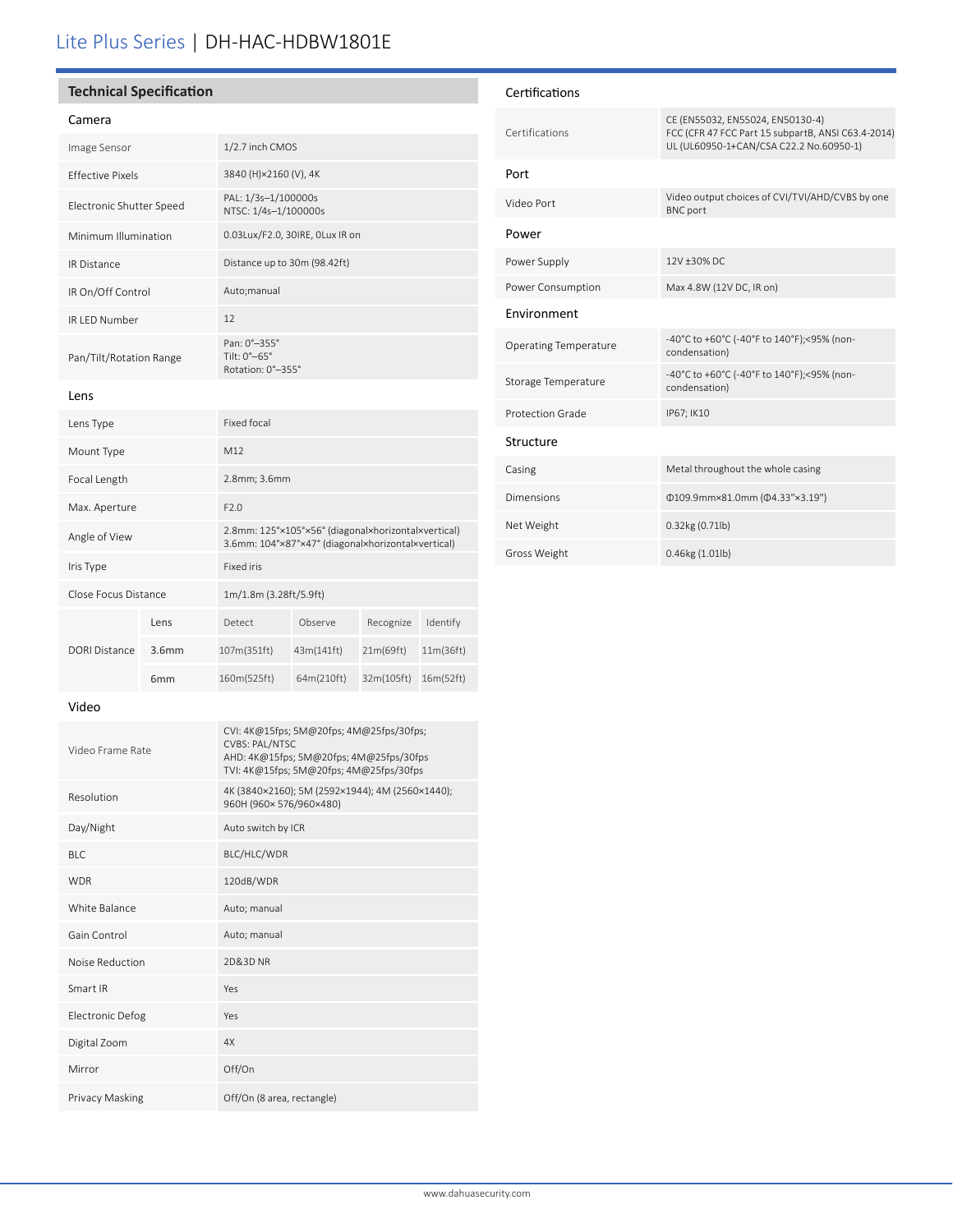# Lite Plus Series | DH-HAC-HDBW1801E

## Technical Specification

### Camera

| | |
|---|---|
| Image Sensor | 1/2.7 inch CMOS |
| Effective Pixels | 3840 (H)×2160 (V), 4K |
| Electronic Shutter Speed | PAL: 1/3s–1/100000s<br>NTSC: 1/4s–1/100000s |
| Minimum Illumination | 0.03Lux/F2.0, 30IRE, 0Lux IR on |
| IR Distance | Distance up to 30m (98.42ft) |
| IR On/Off Control | Auto;manual |
| IR LED Number | 12 |
| Pan/Tilt/Rotation Range | Pan: 0°–355°<br>Tilt: 0°–65°<br>Rotation: 0°–355° |

### Lens

| | |
|---|---|
| Lens Type | Fixed focal |
| Mount Type | M12 |
| Focal Length | 2.8mm; 3.6mm |
| Max. Aperture | F2.0 |
| Angle of View | 2.8mm: 125°×105°×56° (diagonal×horizontal×vertical)<br>3.6mm: 104°×87°×47° (diagonal×horizontal×vertical) |
| Iris Type | Fixed iris |
| Close Focus Distance | 1m/1.8m (3.28ft/5.9ft) |

| DORI Distance | Lens | Detect | Observe | Recognize | Identify |
|---|---|---|---|---|---|
| | 3.6mm | 107m(351ft) | 43m(141ft) | 21m(69ft) | 11m(36ft) |
| | 6mm | 160m(525ft) | 64m(210ft) | 32m(105ft) | 16m(52ft) |

### Video

| | |
|---|---|
| Video Frame Rate | CVI: 4K@15fps; 5M@20fps; 4M@25fps/30fps;<br>CVBS: PAL/NTSC<br>AHD: 4K@15fps; 5M@20fps; 4M@25fps/30fps<br>TVI: 4K@15fps; 5M@20fps; 4M@25fps/30fps |
| Resolution | 4K (3840×2160); 5M (2592×1944); 4M (2560×1440);<br>960H (960× 576/960×480) |
| Day/Night | Auto switch by ICR |
| BLC | BLC/HLC/WDR |
| WDR | 120dB/WDR |
| White Balance | Auto; manual |
| Gain Control | Auto; manual |
| Noise Reduction | 2D&3D NR |
| Smart IR | Yes |
| Electronic Defog | Yes |
| Digital Zoom | 4X |
| Mirror | Off/On |
| Privacy Masking | Off/On (8 area, rectangle) |

### Certifications

| | |
|---|---|
| Certifications | CE (EN55032, EN55024, EN50130-4)<br>FCC (CFR 47 FCC Part 15 subpartB, ANSI C63.4-2014)<br>UL (UL60950-1+CAN/CSA C22.2 No.60950-1) |

### Port

| | |
|---|---|
| Video Port | Video output choices of CVI/TVI/AHD/CVBS by one BNC port |

### Power

| | |
|---|---|
| Power Supply | 12V ±30% DC |
| Power Consumption | Max 4.8W (12V DC, IR on) |

### Environment

| | |
|---|---|
| Operating Temperature | -40°C to +60°C (-40°F to 140°F);<95% (non-condensation) |
| Storage Temperature | -40°C to +60°C (-40°F to 140°F);<95% (non-condensation) |
| Protection Grade | IP67; IK10 |

### Structure

| | |
|---|---|
| Casing | Metal throughout the whole casing |
| Dimensions | Φ109.9mm×81.0mm (Φ4.33"×3.19") |
| Net Weight | 0.32kg (0.71lb) |
| Gross Weight | 0.46kg (1.01lb) |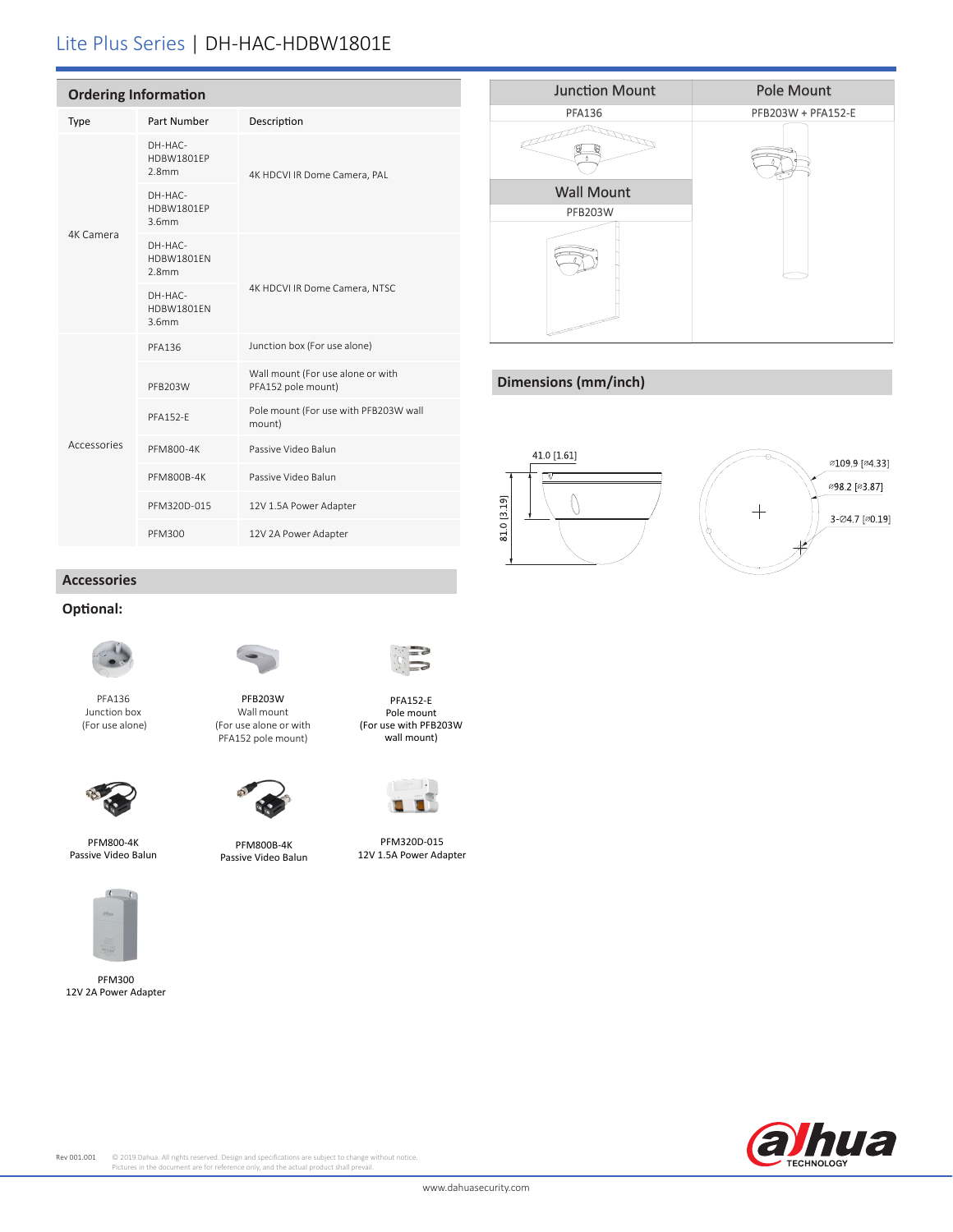# Lite Plus Series | DH-HAC-HDBW1801E

## Ordering Information

| Type | Part Number | Description |
|---|---|---|
| 4K Camera | DH-HAC-HDBW1801EP 2.8mm | 4K HDCVI IR Dome Camera, PAL |
| | DH-HAC-HDBW1801EP 3.6mm | |
| | DH-HAC-HDBW1801EN 2.8mm | 4K HDCVI IR Dome Camera, NTSC |
| | DH-HAC-HDBW1801EN 3.6mm | |
| Accessories | PFA136 | Junction box (For use alone) |
| | PFB203W | Wall mount (For use alone or with PFA152 pole mount) |
| | PFA152-E | Pole mount (For use with PFB203W wall mount) |
| | PFM800-4K | Passive Video Balun |
| | PFM800B-4K | Passive Video Balun |
| | PFM320D-015 | 12V 1.5A Power Adapter |
| | PFM300 | 12V 2A Power Adapter |

| Junction Mount | Pole Mount |
|---|---|
| PFA136 | PFB203W + PFA152-E |

| Wall Mount |
|---|
| PFB203W |

## Dimensions (mm/inch)

41.0 [1.61]

81.0 [3.19]

⌀109.9 [⌀4.33]

⌀98.2 [⌀3.87]

3-⌀4.7 [⌀0.19]

## Accessories

### Optional:

PFA136
Junction box
(For use alone)

PFB203W
Wall mount
(For use alone or with PFA152 pole mount)

PFA152-E
Pole mount
(For use with PFB203W wall mount)

PFM800-4K
Passive Video Balun

PFM800B-4K
Passive Video Balun

PFM320D-015
12V 1.5A Power Adapter

PFM300
12V 2A Power Adapter

Rev 001.001 © 2019 Dahua. All rights reserved. Design and specifications are subject to change without notice. Pictures in the document are for reference only, and the actual product shall prevail.

www.dahuasecurity.com